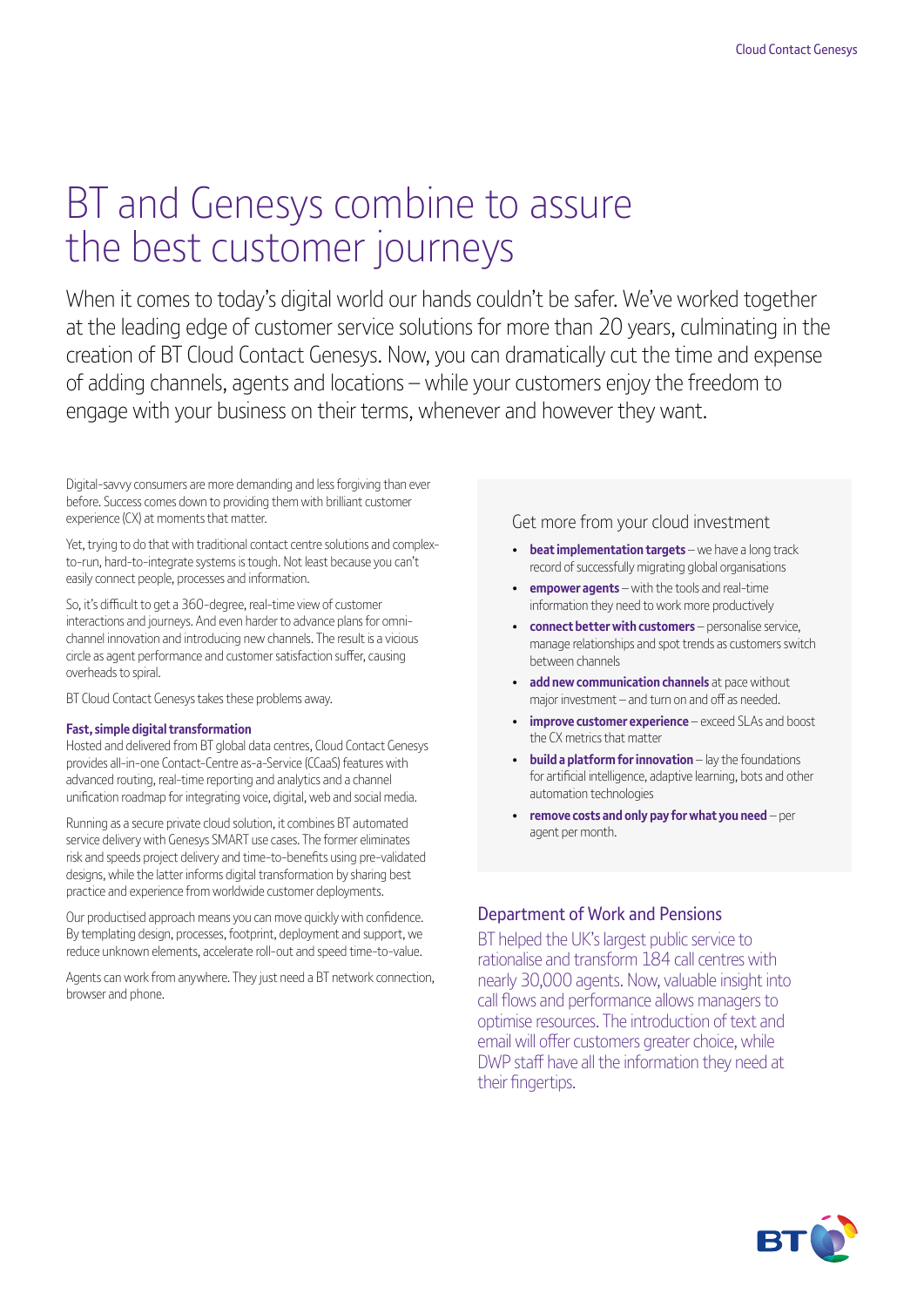# BT and Genesys combine to assure the best customer journeys

When it comes to today's digital world our hands couldn't be safer. We've worked together at the leading edge of customer service solutions for more than 20 years, culminating in the creation of BT Cloud Contact Genesys. Now, you can dramatically cut the time and expense of adding channels, agents and locations – while your customers enjoy the freedom to engage with your business on their terms, whenever and however they want.

Digital-savvy consumers are more demanding and less forgiving than ever before. Success comes down to providing them with brilliant customer experience (CX) at moments that matter.

Yet, trying to do that with traditional contact centre solutions and complex-to-run, hard-to-integrate systems is tough. Not least because you can't easily connect people, processes and information.

So, it's difficult to get a 360-degree, real-time view of customer interactions and journeys. And even harder to advance plans for omni-channel innovation and introducing new channels. The result is a vicious circle as agent performance and customer satisfaction suffer, causing overheads to spiral.

BT Cloud Contact Genesys takes these problems away.

**Fast, simple digital transformation**

Hosted and delivered from BT global data centres, Cloud Contact Genesys provides all-in-one Contact-Centre as-a-Service (CCaaS) features with advanced routing, real-time reporting and analytics and a channel unification roadmap for integrating voice, digital, web and social media.

Running as a secure private cloud solution, it combines BT automated service delivery with Genesys SMART use cases. The former eliminates risk and speeds project delivery and time-to-benefits using pre-validated designs, while the latter informs digital transformation by sharing best practice and experience from worldwide customer deployments.

Our productised approach means you can move quickly with confidence. By templating design, processes, footprint, deployment and support, we reduce unknown elements, accelerate roll-out and speed time-to-value.

Agents can work from anywhere. They just need a BT network connection, browser and phone.

## Get more from your cloud investment

- **beat implementation targets** – we have a long track record of successfully migrating global organisations
- **empower agents** – with the tools and real-time information they need to work more productively
- **connect better with customers** – personalise service, manage relationships and spot trends as customers switch between channels
- **add new communication channels** at pace without major investment – and turn on and off as needed.
- **improve customer experience** – exceed SLAs and boost the CX metrics that matter
- **build a platform for innovation** – lay the foundations for artificial intelligence, adaptive learning, bots and other automation technologies
- **remove costs and only pay for what you need** – per agent per month.

## Department of Work and Pensions

BT helped the UK's largest public service to rationalise and transform 184 call centres with nearly 30,000 agents. Now, valuable insight into call flows and performance allows managers to optimise resources. The introduction of text and email will offer customers greater choice, while DWP staff have all the information they need at their fingertips.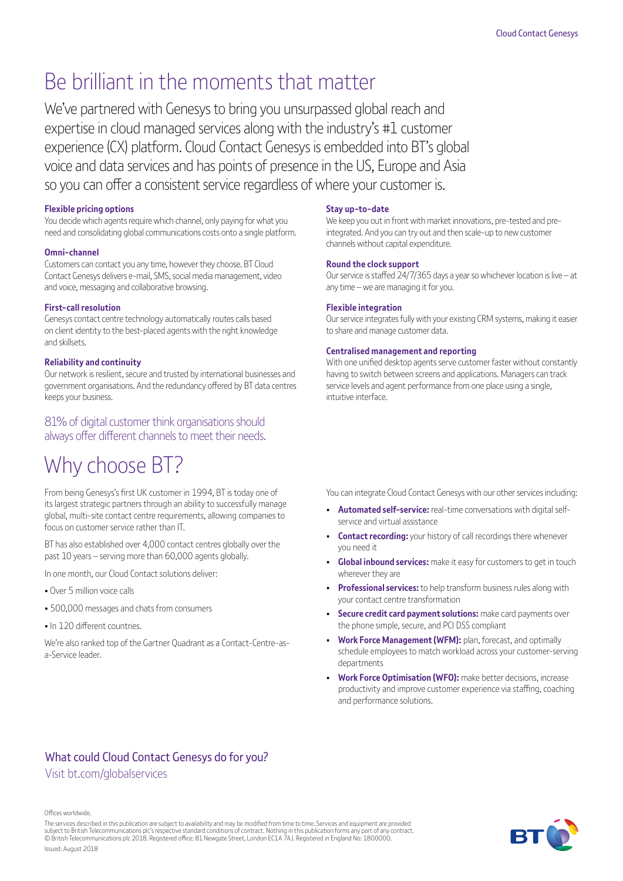# Be brilliant in the moments that matter

We've partnered with Genesys to bring you unsurpassed global reach and expertise in cloud managed services along with the industry's #1 customer experience (CX) platform. Cloud Contact Genesys is embedded into BT's global voice and data services and has points of presence in the US, Europe and Asia so you can offer a consistent service regardless of where your customer is.

**Flexible pricing options**
You decide which agents require which channel, only paying for what you need and consolidating global communications costs onto a single platform.

**Omni-channel**
Customers can contact you any time, however they choose. BT Cloud Contact Genesys delivers e-mail, SMS, social media management, video and voice, messaging and collaborative browsing.

**First-call resolution**
Genesys contact centre technology automatically routes calls based on client identity to the best-placed agents with the right knowledge and skillsets.

**Reliability and continuity**
Our network is resilient, secure and trusted by international businesses and government organisations. And the redundancy offered by BT data centres keeps your business.

81% of digital customer think organisations should always offer different channels to meet their needs.

**Stay up-to-date**
We keep you out in front with market innovations, pre-tested and pre-integrated. And you can try out and then scale-up to new customer channels without capital expenditure.

**Round the clock support**
Our service is staffed 24/7/365 days a year so whichever location is live – at any time – we are managing it for you.

**Flexible integration**
Our service integrates fully with your existing CRM systems, making it easier to share and manage customer data.

**Centralised management and reporting**
With one unified desktop agents serve customer faster without constantly having to switch between screens and applications. Managers can track service levels and agent performance from one place using a single, intuitive interface.

# Why choose BT?

From being Genesys's first UK customer in 1994, BT is today one of its largest strategic partners through an ability to successfully manage global, multi-site contact centre requirements, allowing companies to focus on customer service rather than IT.

BT has also established over 4,000 contact centres globally over the past 10 years – serving more than 60,000 agents globally.

In one month, our Cloud Contact solutions deliver:

- Over 5 million voice calls
- 500,000 messages and chats from consumers
- In 120 different countries.

We're also ranked top of the Gartner Quadrant as a Contact-Centre-as-a-Service leader.

You can integrate Cloud Contact Genesys with our other services including:

- **Automated self-service:** real-time conversations with digital self-service and virtual assistance
- **Contact recording:** your history of call recordings there whenever you need it
- **Global inbound services:** make it easy for customers to get in touch wherever they are
- **Professional services:** to help transform business rules along with your contact centre transformation
- **Secure credit card payment solutions:** make card payments over the phone simple, secure, and PCI DSS compliant
- **Work Force Management (WFM):** plan, forecast, and optimally schedule employees to match workload across your customer-serving departments
- **Work Force Optimisation (WFO):** make better decisions, increase productivity and improve customer experience via staffing, coaching and performance solutions.

## What could Cloud Contact Genesys do for you?

Visit bt.com/globalservices

Offices worldwide.

The services described in this publication are subject to availability and may be modified from time to time. Services and equipment are provided subject to British Telecommunications plc's respective standard conditions of contract. Nothing in this publication forms any part of any contract.
© British Telecommunications plc 2018. Registered office: 81 Newgate Street, London EC1A 7AJ. Registered in England No: 1800000.

Issued: August 2018